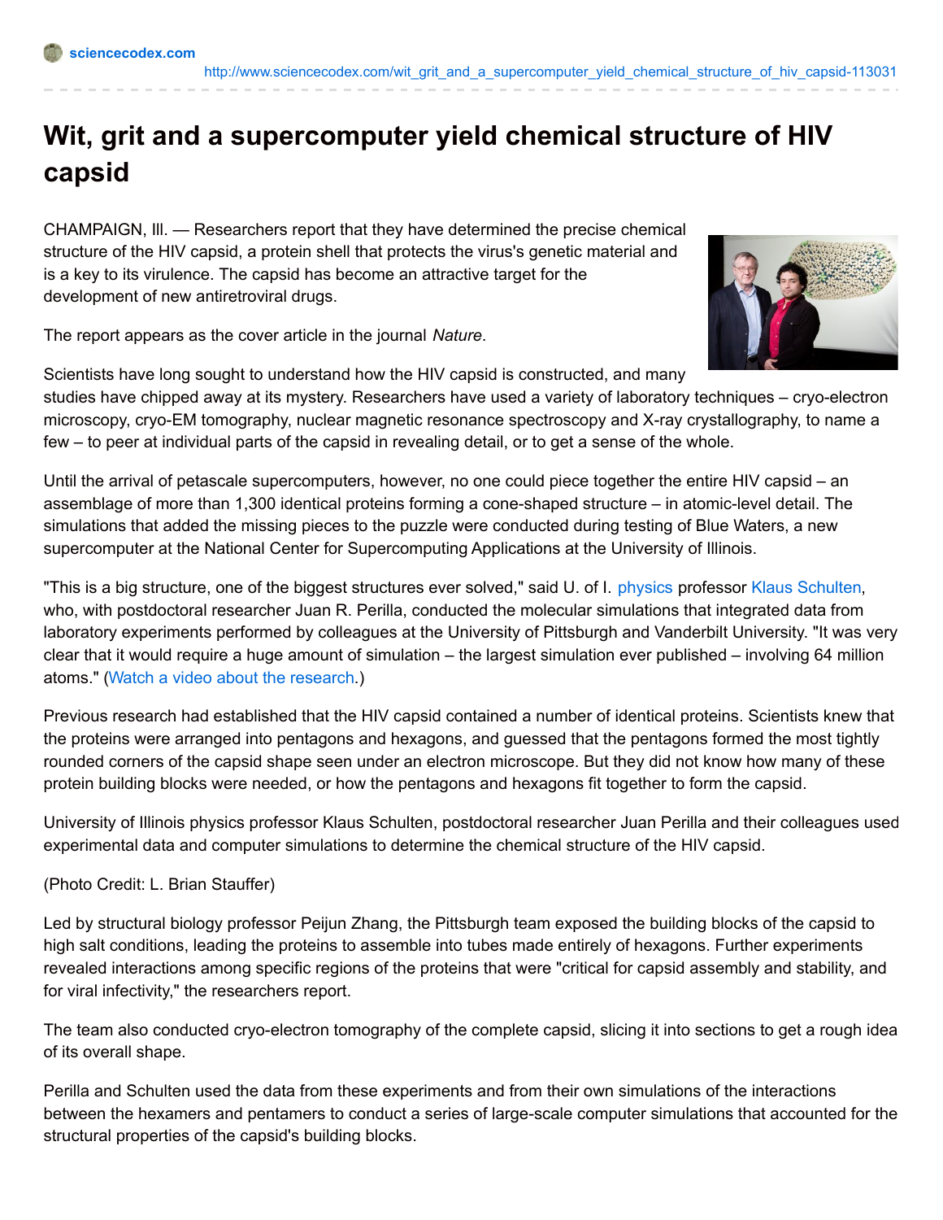# Wit, grit and a supercomputer yield chemical structure of HIV capsid

CHAMPAIGN, Ill. — Researchers report that they have determined the precise chemical structure of the HIV capsid, a protein shell that protects the virus's genetic material and is a key to its virulence. The capsid has become an attractive target for the development of new antiretroviral drugs.

The report appears as the cover article in the journal *Nature*.

Scientists have long sought to understand how the HIV capsid is constructed, and many studies have chipped away at its mystery. Researchers have used a variety of laboratory techniques – cryo-electron microscopy, cryo-EM tomography, nuclear magnetic resonance spectroscopy and X-ray crystallography, to name a few – to peer at individual parts of the capsid in revealing detail, or to get a sense of the whole.

Until the arrival of petascale supercomputers, however, no one could piece together the entire HIV capsid – an assemblage of more than 1,300 identical proteins forming a cone-shaped structure – in atomic-level detail. The simulations that added the missing pieces to the puzzle were conducted during testing of Blue Waters, a new supercomputer at the National Center for Supercomputing Applications at the University of Illinois.

"This is a big structure, one of the biggest structures ever solved," said U. of I. physics professor Klaus Schulten, who, with postdoctoral researcher Juan R. Perilla, conducted the molecular simulations that integrated data from laboratory experiments performed by colleagues at the University of Pittsburgh and Vanderbilt University. "It was very clear that it would require a huge amount of simulation – the largest simulation ever published – involving 64 million atoms." (Watch a video about the research.)

Previous research had established that the HIV capsid contained a number of identical proteins. Scientists knew that the proteins were arranged into pentagons and hexagons, and guessed that the pentagons formed the most tightly rounded corners of the capsid shape seen under an electron microscope. But they did not know how many of these protein building blocks were needed, or how the pentagons and hexagons fit together to form the capsid.

University of Illinois physics professor Klaus Schulten, postdoctoral researcher Juan Perilla and their colleagues used experimental data and computer simulations to determine the chemical structure of the HIV capsid.

(Photo Credit: L. Brian Stauffer)

Led by structural biology professor Peijun Zhang, the Pittsburgh team exposed the building blocks of the capsid to high salt conditions, leading the proteins to assemble into tubes made entirely of hexagons. Further experiments revealed interactions among specific regions of the proteins that were "critical for capsid assembly and stability, and for viral infectivity," the researchers report.

The team also conducted cryo-electron tomography of the complete capsid, slicing it into sections to get a rough idea of its overall shape.

Perilla and Schulten used the data from these experiments and from their own simulations of the interactions between the hexamers and pentamers to conduct a series of large-scale computer simulations that accounted for the structural properties of the capsid's building blocks.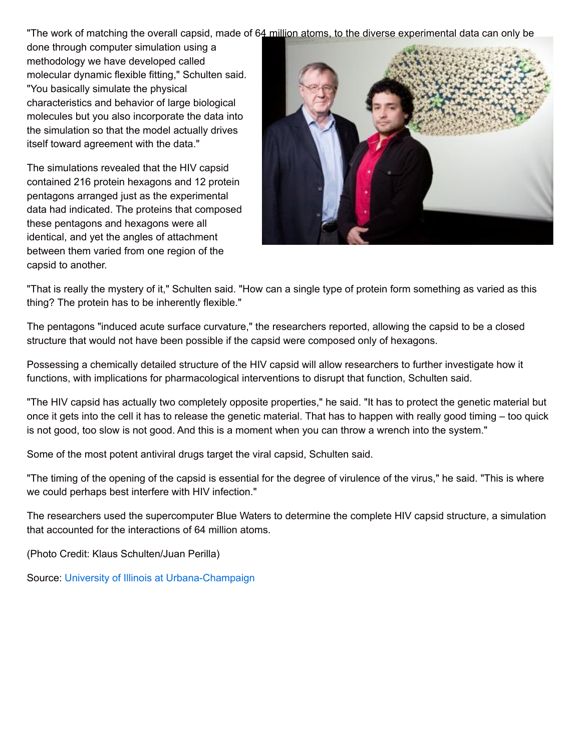"The work of matching the overall capsid, made of 64 million atoms, to the diverse experimental data can only be done through computer simulation using a methodology we have developed called molecular dynamic flexible fitting," Schulten said. "You basically simulate the physical characteristics and behavior of large biological molecules but you also incorporate the data into the simulation so that the model actually drives itself toward agreement with the data."

The simulations revealed that the HIV capsid contained 216 protein hexagons and 12 protein pentagons arranged just as the experimental data had indicated. The proteins that composed these pentagons and hexagons were all identical, and yet the angles of attachment between them varied from one region of the capsid to another.

"That is really the mystery of it," Schulten said. "How can a single type of protein form something as varied as this thing? The protein has to be inherently flexible."

The pentagons "induced acute surface curvature," the researchers reported, allowing the capsid to be a closed structure that would not have been possible if the capsid were composed only of hexagons.

Possessing a chemically detailed structure of the HIV capsid will allow researchers to further investigate how it functions, with implications for pharmacological interventions to disrupt that function, Schulten said.

"The HIV capsid has actually two completely opposite properties," he said. "It has to protect the genetic material but once it gets into the cell it has to release the genetic material. That has to happen with really good timing – too quick is not good, too slow is not good. And this is a moment when you can throw a wrench into the system."

Some of the most potent antiviral drugs target the viral capsid, Schulten said.

"The timing of the opening of the capsid is essential for the degree of virulence of the virus," he said. "This is where we could perhaps best interfere with HIV infection."

The researchers used the supercomputer Blue Waters to determine the complete HIV capsid structure, a simulation that accounted for the interactions of 64 million atoms.

(Photo Credit: Klaus Schulten/Juan Perilla)

Source: University of Illinois at Urbana-Champaign